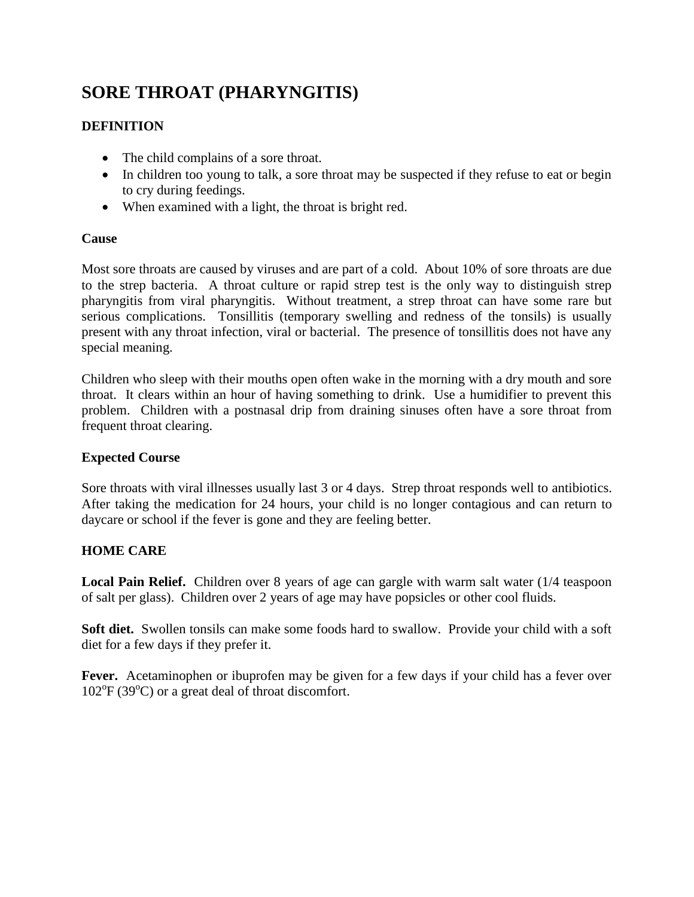# SORE THROAT (PHARYNGITIS)

## DEFINITION

- The child complains of a sore throat.
- In children too young to talk, a sore throat may be suspected if they refuse to eat or begin to cry during feedings.
- When examined with a light, the throat is bright red.

### Cause

Most sore throats are caused by viruses and are part of a cold. About 10% of sore throats are due to the strep bacteria. A throat culture or rapid strep test is the only way to distinguish strep pharyngitis from viral pharyngitis. Without treatment, a strep throat can have some rare but serious complications. Tonsillitis (temporary swelling and redness of the tonsils) is usually present with any throat infection, viral or bacterial. The presence of tonsillitis does not have any special meaning.

Children who sleep with their mouths open often wake in the morning with a dry mouth and sore throat. It clears within an hour of having something to drink. Use a humidifier to prevent this problem. Children with a postnasal drip from draining sinuses often have a sore throat from frequent throat clearing.

### Expected Course

Sore throats with viral illnesses usually last 3 or 4 days. Strep throat responds well to antibiotics. After taking the medication for 24 hours, your child is no longer contagious and can return to daycare or school if the fever is gone and they are feeling better.

## HOME CARE

**Local Pain Relief.** Children over 8 years of age can gargle with warm salt water (1/4 teaspoon of salt per glass). Children over 2 years of age may have popsicles or other cool fluids.

**Soft diet.** Swollen tonsils can make some foods hard to swallow. Provide your child with a soft diet for a few days if they prefer it.

**Fever.** Acetaminophen or ibuprofen may be given for a few days if your child has a fever over 102°F (39°C) or a great deal of throat discomfort.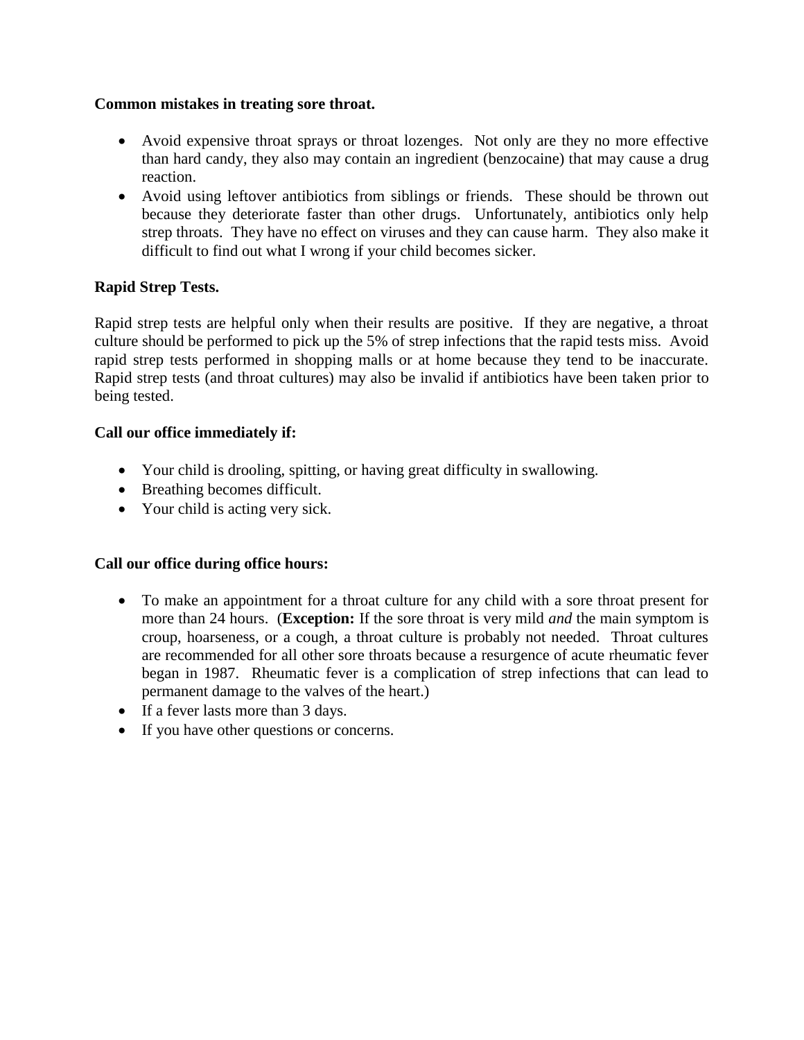**Common mistakes in treating sore throat.**

- Avoid expensive throat sprays or throat lozenges. Not only are they no more effective than hard candy, they also may contain an ingredient (benzocaine) that may cause a drug reaction.
- Avoid using leftover antibiotics from siblings or friends. These should be thrown out because they deteriorate faster than other drugs. Unfortunately, antibiotics only help strep throats. They have no effect on viruses and they can cause harm. They also make it difficult to find out what I wrong if your child becomes sicker.

**Rapid Strep Tests.**

Rapid strep tests are helpful only when their results are positive. If they are negative, a throat culture should be performed to pick up the 5% of strep infections that the rapid tests miss. Avoid rapid strep tests performed in shopping malls or at home because they tend to be inaccurate. Rapid strep tests (and throat cultures) may also be invalid if antibiotics have been taken prior to being tested.

**Call our office immediately if:**

- Your child is drooling, spitting, or having great difficulty in swallowing.
- Breathing becomes difficult.
- Your child is acting very sick.

**Call our office during office hours:**

- To make an appointment for a throat culture for any child with a sore throat present for more than 24 hours. (**Exception:** If the sore throat is very mild *and* the main symptom is croup, hoarseness, or a cough, a throat culture is probably not needed. Throat cultures are recommended for all other sore throats because a resurgence of acute rheumatic fever began in 1987. Rheumatic fever is a complication of strep infections that can lead to permanent damage to the valves of the heart.)
- If a fever lasts more than 3 days.
- If you have other questions or concerns.